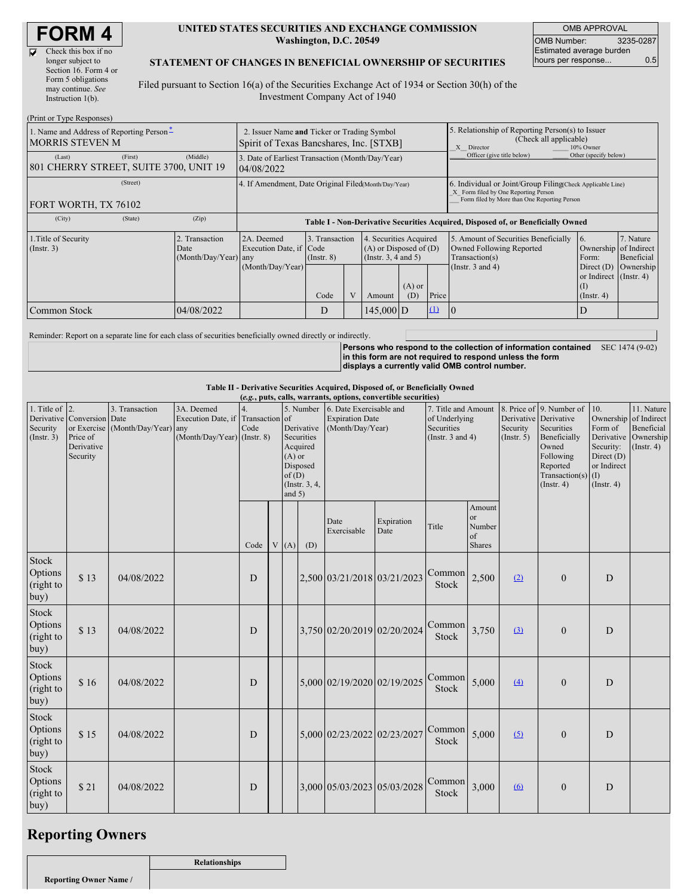# FORM 4

**UNITED STATES SECURITIES AND EXCHANGE COMMISSION**
**Washington, D.C. 20549**

**STATEMENT OF CHANGES IN BENEFICIAL OWNERSHIP OF SECURITIES**

Filed pursuant to Section 16(a) of the Securities Exchange Act of 1934 or Section 30(h) of the Investment Company Act of 1940

☑ Check this box if no longer subject to Section 16. Form 4 or Form 5 obligations may continue. *See* Instruction 1(b).

| OMB APPROVAL | |
|---|---|
| OMB Number: | 3235-0287 |
| Estimated average burden hours per response... | 0.5 |

(Print or Type Responses)

| 1. Name and Address of Reporting Person * | 2. Issuer Name **and** Ticker or Trading Symbol | 5. Relationship of Reporting Person(s) to Issuer (Check all applicable) |
|---|---|---|
| MORRIS STEVEN M | Spirit of Texas Bancshares, Inc. [STXB] | _X_ Director ___ 10% Owner ___ Officer (give title below) ___ Other (specify below) |
| (Last) (First) (Middle) 801 CHERRY STREET, SUITE 3700, UNIT 19 | 3. Date of Earliest Transaction (Month/Day/Year) 04/08/2022 | |
| (Street) FORT WORTH, TX 76102 | 4. If Amendment, Date Original Filed (Month/Day/Year) | 6. Individual or Joint/Group Filing (Check Applicable Line) _X_ Form filed by One Reporting Person ___ Form filed by More than One Reporting Person |
| (City) (State) (Zip) | | |

**Table I - Non-Derivative Securities Acquired, Disposed of, or Beneficially Owned**

| 1.Title of Security (Instr. 3) | 2. Transaction Date (Month/Day/Year) | 2A. Deemed Execution Date, if any (Month/Day/Year) | 3. Transaction Code (Instr. 8) | | 4. Securities Acquired (A) or Disposed of (D) (Instr. 3, 4 and 5) | | | 5. Amount of Securities Beneficially Owned Following Reported Transaction(s) (Instr. 3 and 4) | 6. Ownership Form: Direct (D) or Indirect (I) (Instr. 4) | 7. Nature of Indirect Beneficial Ownership (Instr. 4) |
|---|---|---|---|---|---|---|---|---|---|---|
| | | | Code | V | Amount | (A) or (D) | Price | | | |
| Common Stock | 04/08/2022 | | D | | 145,000 | D | (1) | 0 | D | |

Reminder: Report on a separate line for each class of securities beneficially owned directly or indirectly.

**Persons who respond to the collection of information contained in this form are not required to respond unless the form displays a currently valid OMB control number.** SEC 1474 (9-02)

**Table II - Derivative Securities Acquired, Disposed of, or Beneficially Owned**
**(*e.g.*, puts, calls, warrants, options, convertible securities)**

| 1. Title of Derivative Security (Instr. 3) | 2. Conversion or Exercise Price of Derivative Security | 3. Transaction Date (Month/Day/Year) | 3A. Deemed Execution Date, if any (Month/Day/Year) | 4. Transaction Code (Instr. 8) | | 5. Number of Derivative Securities Acquired (A) or Disposed of (D) (Instr. 3, 4, and 5) | | 6. Date Exercisable and Expiration Date (Month/Day/Year) | | 7. Title and Amount of Underlying Securities (Instr. 3 and 4) | | 8. Price of Derivative Security (Instr. 5) | 9. Number of Derivative Securities Beneficially Owned Following Reported Transaction(s) (Instr. 4) | 10. Ownership Form of Derivative Security: Direct (D) or Indirect (I) (Instr. 4) | 11. Nature of Indirect Beneficial Ownership (Instr. 4) |
|---|---|---|---|---|---|---|---|---|---|---|---|---|---|---|---|
| | | | | Code | V | (A) | (D) | Date Exercisable | Expiration Date | Title | Amount or Number of Shares | | | | |
| Stock Options (right to buy) | $ 13 | 04/08/2022 | | D | | | 2,500 | 03/21/2018 | 03/21/2023 | Common Stock | 2,500 | (2) | 0 | D | |
| Stock Options (right to buy) | $ 13 | 04/08/2022 | | D | | | 3,750 | 02/20/2019 | 02/20/2024 | Common Stock | 3,750 | (3) | 0 | D | |
| Stock Options (right to buy) | $ 16 | 04/08/2022 | | D | | | 5,000 | 02/19/2020 | 02/19/2025 | Common Stock | 5,000 | (4) | 0 | D | |
| Stock Options (right to buy) | $ 15 | 04/08/2022 | | D | | | 5,000 | 02/23/2022 | 02/23/2027 | Common Stock | 5,000 | (5) | 0 | D | |
| Stock Options (right to buy) | $ 21 | 04/08/2022 | | D | | | 3,000 | 05/03/2023 | 05/03/2028 | Common Stock | 3,000 | (6) | 0 | D | |

## Reporting Owners

| Reporting Owner Name / | Relationships |
|---|---|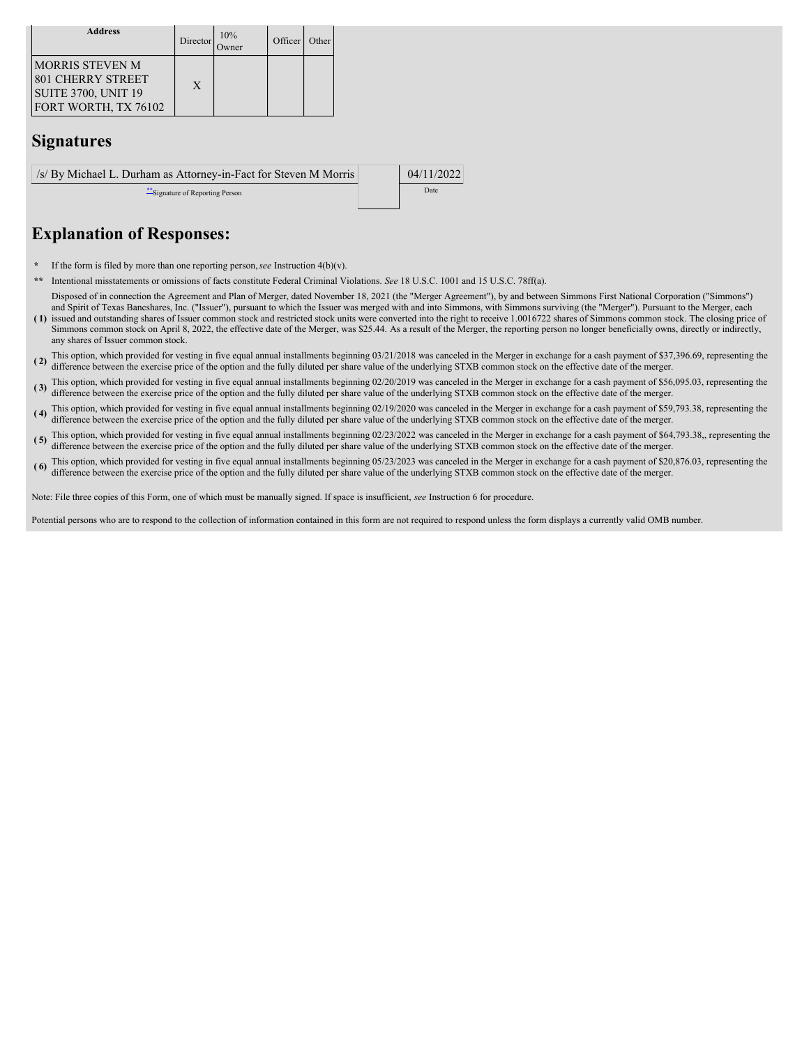| Address | Director | 10% Owner | Officer | Other |
| --- | --- | --- | --- | --- |
| MORRIS STEVEN M<br>801 CHERRY STREET<br>SUITE 3700, UNIT 19<br>FORT WORTH, TX 76102 | X | | | |

## Signatures

| /s/ By Michael L. Durham as Attorney-in-Fact for Steven M Morris | | 04/11/2022 |
| --- | --- | --- |
| **Signature of Reporting Person | | Date |

## Explanation of Responses:

\* If the form is filed by more than one reporting person, *see* Instruction 4(b)(v).

** Intentional misstatements or omissions of facts constitute Federal Criminal Violations. *See* 18 U.S.C. 1001 and 15 U.S.C. 78ff(a).

(1) Disposed of in connection the Agreement and Plan of Merger, dated November 18, 2021 (the "Merger Agreement"), by and between Simmons First National Corporation ("Simmons") and Spirit of Texas Bancshares, Inc. ("Issuer"), pursuant to which the Issuer was merged with and into Simmons, with Simmons surviving (the "Merger"). Pursuant to the Merger, each issued and outstanding shares of Issuer common stock and restricted stock units were converted into the right to receive 1.0016722 shares of Simmons common stock. The closing price of Simmons common stock on April 8, 2022, the effective date of the Merger, was $25.44. As a result of the Merger, the reporting person no longer beneficially owns, directly or indirectly, any shares of Issuer common stock.

(2) This option, which provided for vesting in five equal annual installments beginning 03/21/2018 was canceled in the Merger in exchange for a cash payment of $37,396.69, representing the difference between the exercise price of the option and the fully diluted per share value of the underlying STXB common stock on the effective date of the merger.

(3) This option, which provided for vesting in five equal annual installments beginning 02/20/2019 was canceled in the Merger in exchange for a cash payment of $56,095.03, representing the difference between the exercise price of the option and the fully diluted per share value of the underlying STXB common stock on the effective date of the merger.

(4) This option, which provided for vesting in five equal annual installments beginning 02/19/2020 was canceled in the Merger in exchange for a cash payment of $59,793.38, representing the difference between the exercise price of the option and the fully diluted per share value of the underlying STXB common stock on the effective date of the merger.

(5) This option, which provided for vesting in five equal annual installments beginning 02/23/2022 was canceled in the Merger in exchange for a cash payment of $64,793.38,, representing the difference between the exercise price of the option and the fully diluted per share value of the underlying STXB common stock on the effective date of the merger.

(6) This option, which provided for vesting in five equal annual installments beginning 05/23/2023 was canceled in the Merger in exchange for a cash payment of $20,876.03, representing the difference between the exercise price of the option and the fully diluted per share value of the underlying STXB common stock on the effective date of the merger.

Note: File three copies of this Form, one of which must be manually signed. If space is insufficient, *see* Instruction 6 for procedure.

Potential persons who are to respond to the collection of information contained in this form are not required to respond unless the form displays a currently valid OMB number.